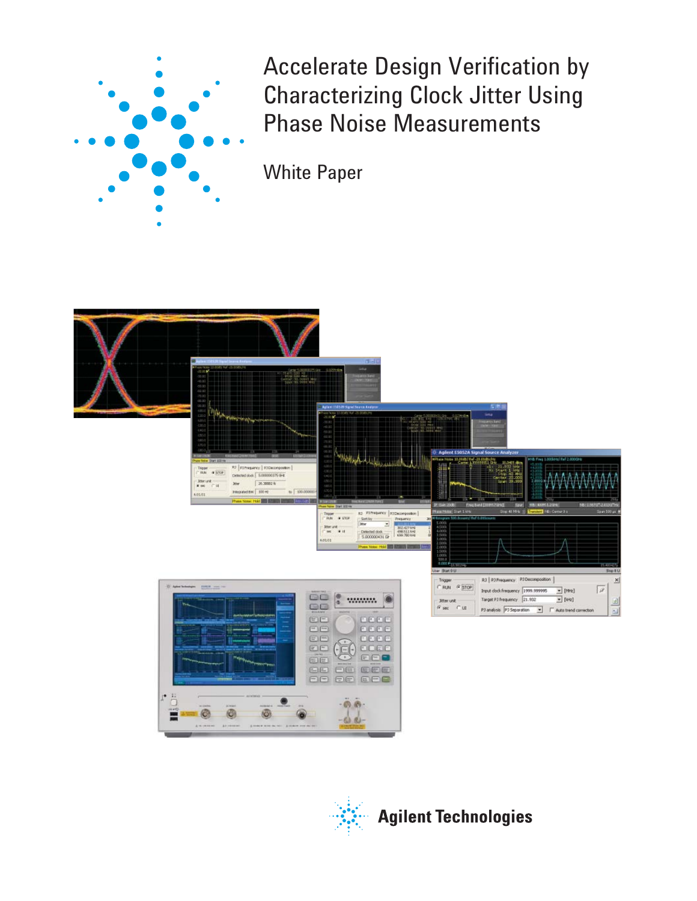# Accelerate Design Verification by Characterizing Clock Jitter Using Phase Noise Measurements

White Paper

Agilent Technologies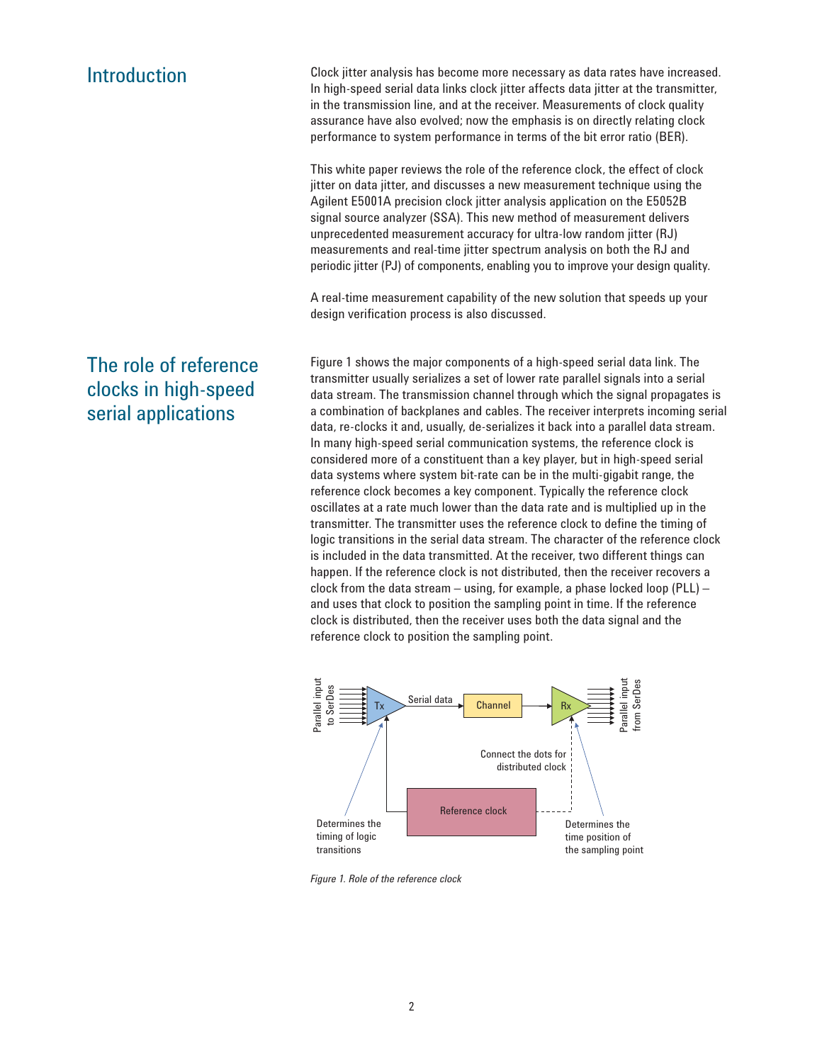## Introduction

Clock jitter analysis has become more necessary as data rates have increased. In high-speed serial data links clock jitter affects data jitter at the transmitter, in the transmission line, and at the receiver. Measurements of clock quality assurance have also evolved; now the emphasis is on directly relating clock performance to system performance in terms of the bit error ratio (BER).

This white paper reviews the role of the reference clock, the effect of clock jitter on data jitter, and discusses a new measurement technique using the Agilent E5001A precision clock jitter analysis application on the E5052B signal source analyzer (SSA). This new method of measurement delivers unprecedented measurement accuracy for ultra-low random jitter (RJ) measurements and real-time jitter spectrum analysis on both the RJ and periodic jitter (PJ) of components, enabling you to improve your design quality.

A real-time measurement capability of the new solution that speeds up your design verification process is also discussed.

## The role of reference clocks in high-speed serial applications

Figure 1 shows the major components of a high-speed serial data link. The transmitter usually serializes a set of lower rate parallel signals into a serial data stream. The transmission channel through which the signal propagates is a combination of backplanes and cables. The receiver interprets incoming serial data, re-clocks it and, usually, de-serializes it back into a parallel data stream. In many high-speed serial communication systems, the reference clock is considered more of a constituent than a key player, but in high-speed serial data systems where system bit-rate can be in the multi-gigabit range, the reference clock becomes a key component. Typically the reference clock oscillates at a rate much lower than the data rate and is multiplied up in the transmitter. The transmitter uses the reference clock to define the timing of logic transitions in the serial data stream. The character of the reference clock is included in the data transmitted. At the receiver, two different things can happen. If the reference clock is not distributed, then the receiver recovers a clock from the data stream – using, for example, a phase locked loop (PLL) – and uses that clock to position the sampling point in time. If the reference clock is distributed, then the receiver uses both the data signal and the reference clock to position the sampling point.

Parallel input to SerDes | Tx | Serial data | Channel | Rx | Parallel input from SerDes | Connect the dots for distributed clock | Reference clock | Determines the timing of logic transitions | Determines the time position of the sampling point

*Figure 1. Role of the reference clock*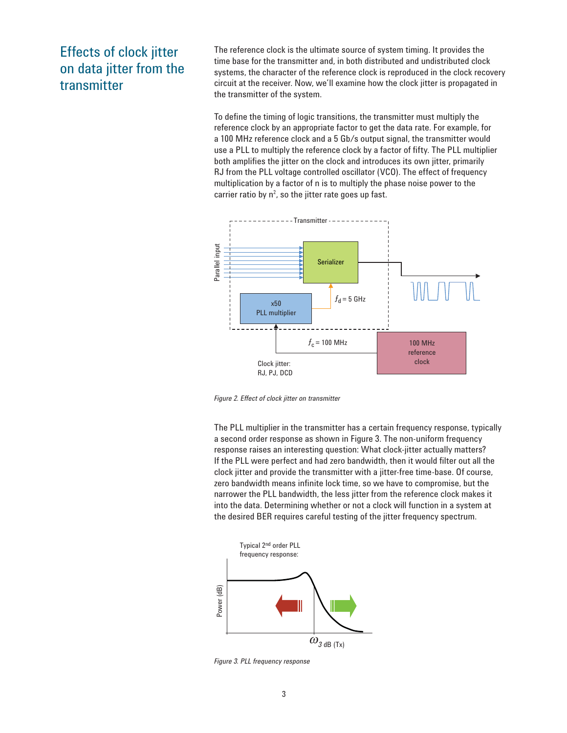## Effects of clock jitter on data jitter from the transmitter

The reference clock is the ultimate source of system timing. It provides the time base for the transmitter and, in both distributed and undistributed clock systems, the character of the reference clock is reproduced in the clock recovery circuit at the receiver. Now, we'll examine how the clock jitter is propagated in the transmitter of the system.

To define the timing of logic transitions, the transmitter must multiply the reference clock by an appropriate factor to get the data rate. For example, for a 100 MHz reference clock and a 5 Gb/s output signal, the transmitter would use a PLL to multiply the reference clock by a factor of fifty. The PLL multiplier both amplifies the jitter on the clock and introduces its own jitter, primarily RJ from the PLL voltage controlled oscillator (VCO). The effect of frequency multiplication by a factor of n is to multiply the phase noise power to the carrier ratio by $n^2$, so the jitter rate goes up fast.

*Figure 2. Effect of clock jitter on transmitter*

The PLL multiplier in the transmitter has a certain frequency response, typically a second order response as shown in Figure 3. The non-uniform frequency response raises an interesting question: What clock-jitter actually matters? If the PLL were perfect and had zero bandwidth, then it would filter out all the clock jitter and provide the transmitter with a jitter-free time-base. Of course, zero bandwidth means infinite lock time, so we have to compromise, but the narrower the PLL bandwidth, the less jitter from the reference clock makes it into the data. Determining whether or not a clock will function in a system at the desired BER requires careful testing of the jitter frequency spectrum.

*Figure 3. PLL frequency response*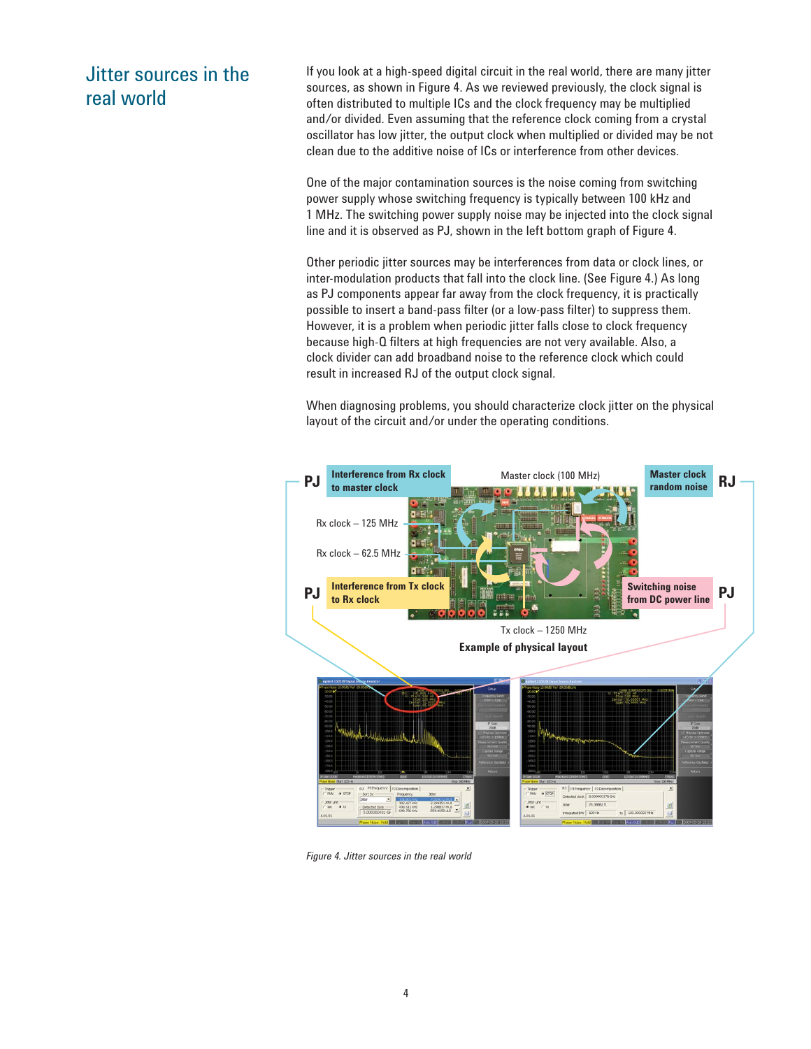## Jitter sources in the real world

If you look at a high-speed digital circuit in the real world, there are many jitter sources, as shown in Figure 4. As we reviewed previously, the clock signal is often distributed to multiple ICs and the clock frequency may be multiplied and/or divided. Even assuming that the reference clock coming from a crystal oscillator has low jitter, the output clock when multiplied or divided may be not clean due to the additive noise of ICs or interference from other devices.

One of the major contamination sources is the noise coming from switching power supply whose switching frequency is typically between 100 kHz and 1 MHz. The switching power supply noise may be injected into the clock signal line and it is observed as PJ, shown in the left bottom graph of Figure 4.

Other periodic jitter sources may be interferences from data or clock lines, or inter-modulation products that fall into the clock line. (See Figure 4.) As long as PJ components appear far away from the clock frequency, it is practically possible to insert a band-pass filter (or a low-pass filter) to suppress them. However, it is a problem when periodic jitter falls close to clock frequency because high-Q filters at high frequencies are not very available. Also, a clock divider can add broadband noise to the reference clock which could result in increased RJ of the output clock signal.

When diagnosing problems, you should characterize clock jitter on the physical layout of the circuit and/or under the operating conditions.

PJ — Interference from Rx clock to master clock

Master clock (100 MHz)

Master clock random noise — RJ

Rx clock – 125 MHz

Rx clock – 62.5 MHz

PJ — Interference from Tx clock to Rx clock

Switching noise from DC power line — PJ

Tx clock – 1250 MHz

**Example of physical layout**

*Figure 4. Jitter sources in the real world*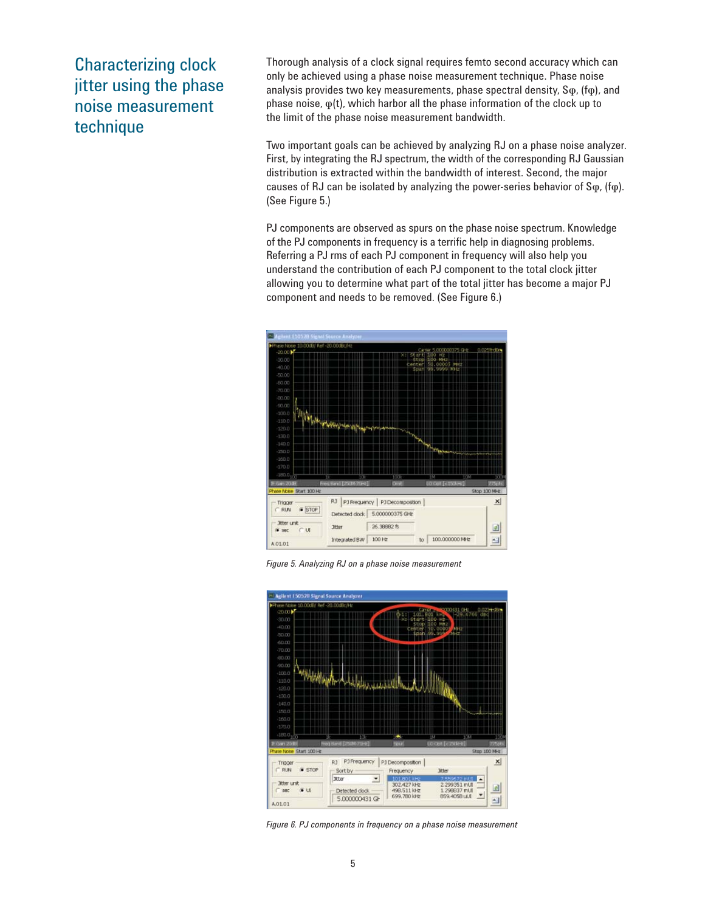# Characterizing clock jitter using the phase noise measurement technique

Thorough analysis of a clock signal requires femto second accuracy which can only be achieved using a phase noise measurement technique. Phase noise analysis provides two key measurements, phase spectral density, $S\varphi$, $(f\varphi)$, and phase noise, $\varphi(t)$, which harbor all the phase information of the clock up to the limit of the phase noise measurement bandwidth.

Two important goals can be achieved by analyzing RJ on a phase noise analyzer. First, by integrating the RJ spectrum, the width of the corresponding RJ Gaussian distribution is extracted within the bandwidth of interest. Second, the major causes of RJ can be isolated by analyzing the power-series behavior of $S\varphi$, $(f\varphi)$. (See Figure 5.)

PJ components are observed as spurs on the phase noise spectrum. Knowledge of the PJ components in frequency is a terrific help in diagnosing problems. Referring a PJ rms of each PJ component in frequency will also help you understand the contribution of each PJ component to the total clock jitter allowing you to determine what part of the total jitter has become a major PJ component and needs to be removed. (See Figure 6.)

*Figure 5. Analyzing RJ on a phase noise measurement*

*Figure 6. PJ components in frequency on a phase noise measurement*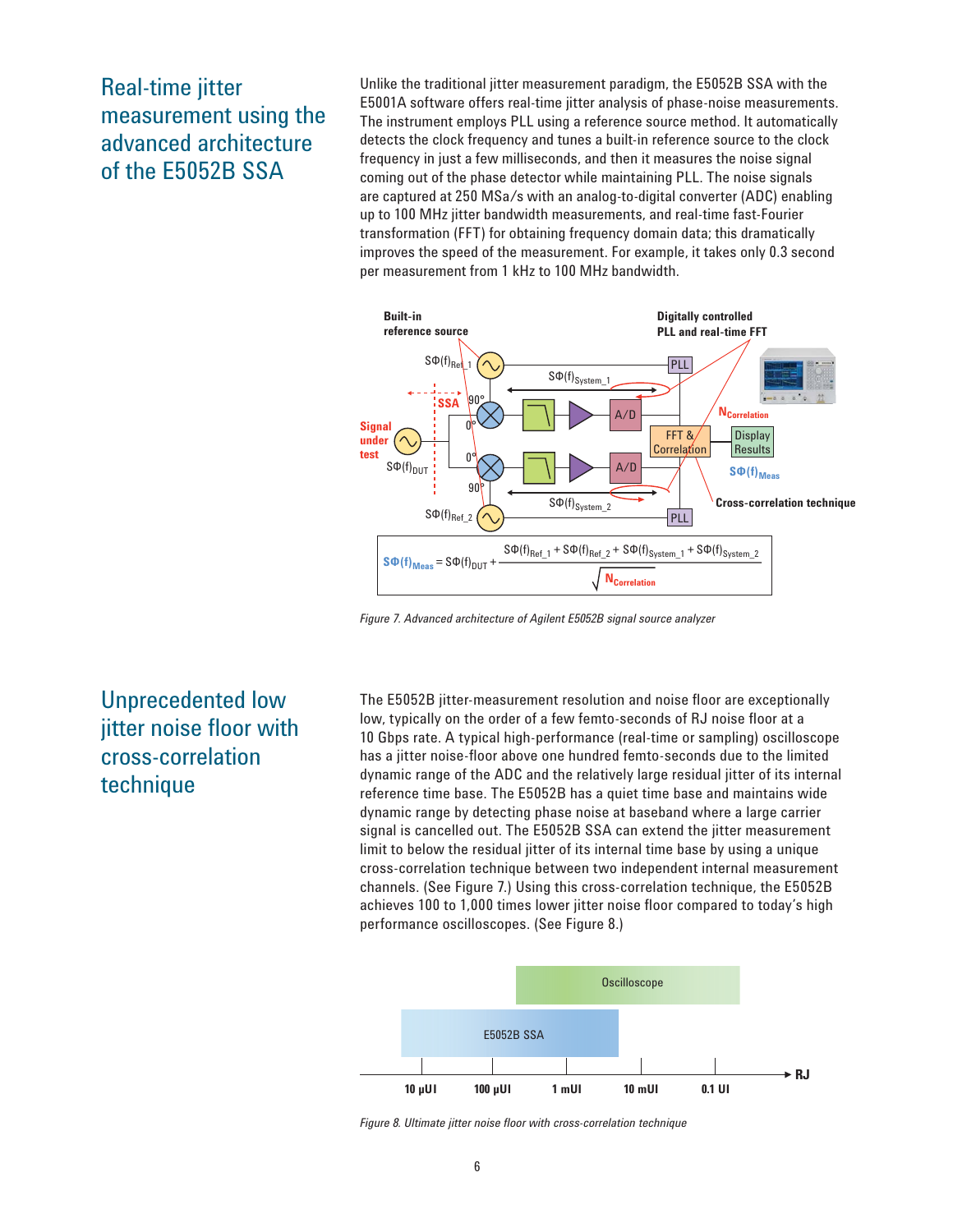## Real-time jitter measurement using the advanced architecture of the E5052B SSA

Unlike the traditional jitter measurement paradigm, the E5052B SSA with the E5001A software offers real-time jitter analysis of phase-noise measurements. The instrument employs PLL using a reference source method. It automatically detects the clock frequency and tunes a built-in reference source to the clock frequency in just a few milliseconds, and then it measures the noise signal coming out of the phase detector while maintaining PLL. The noise signals are captured at 250 MSa/s with an analog-to-digital converter (ADC) enabling up to 100 MHz jitter bandwidth measurements, and real-time fast-Fourier transformation (FFT) for obtaining frequency domain data; this dramatically improves the speed of the measurement. For example, it takes only 0.3 second per measurement from 1 kHz to 100 MHz bandwidth.

$$S\Phi(f)_{Meas} = S\Phi(f)_{DUT} + \frac{S\Phi(f)_{Ref\_1} + S\Phi(f)_{Ref\_2} + S\Phi(f)_{System\_1} + S\Phi(f)_{System\_2}}{\sqrt{N_{Correlation}}}$$

*Figure 7. Advanced architecture of Agilent E5052B signal source analyzer*

## Unprecedented low jitter noise floor with cross-correlation technique

The E5052B jitter-measurement resolution and noise floor are exceptionally low, typically on the order of a few femto-seconds of RJ noise floor at a 10 Gbps rate. A typical high-performance (real-time or sampling) oscilloscope has a jitter noise-floor above one hundred femto-seconds due to the limited dynamic range of the ADC and the relatively large residual jitter of its internal reference time base. The E5052B has a quiet time base and maintains wide dynamic range by detecting phase noise at baseband where a large carrier signal is cancelled out. The E5052B SSA can extend the jitter measurement limit to below the residual jitter of its internal time base by using a unique cross-correlation technique between two independent internal measurement channels. (See Figure 7.) Using this cross-correlation technique, the E5052B achieves 100 to 1,000 times lower jitter noise floor compared to today's high performance oscilloscopes. (See Figure 8.)

*Figure 8. Ultimate jitter noise floor with cross-correlation technique*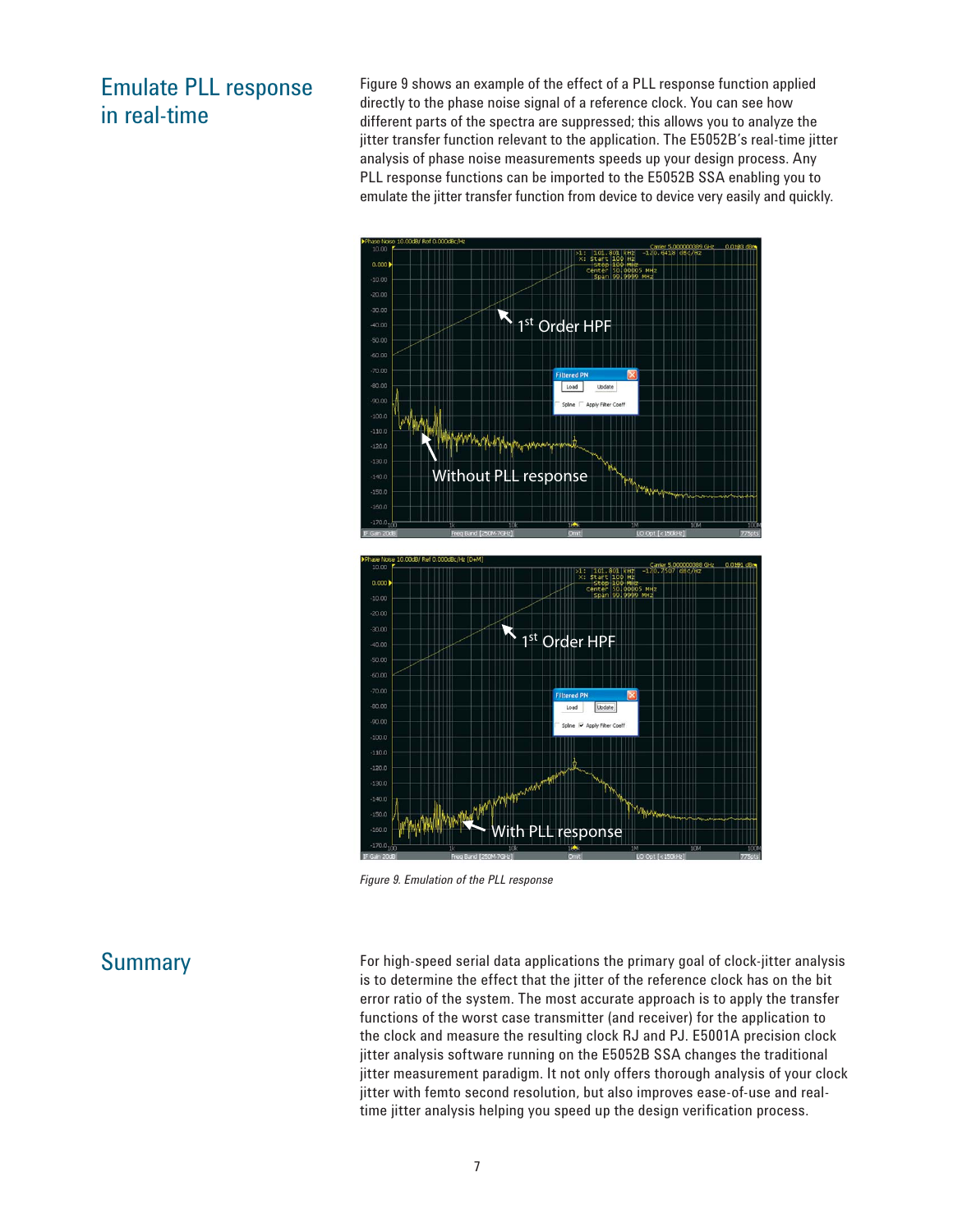## Emulate PLL response in real-time

Figure 9 shows an example of the effect of a PLL response function applied directly to the phase noise signal of a reference clock. You can see how different parts of the spectra are suppressed; this allows you to analyze the jitter transfer function relevant to the application. The E5052B's real-time jitter analysis of phase noise measurements speeds up your design process. Any PLL response functions can be imported to the E5052B SSA enabling you to emulate the jitter transfer function from device to device very easily and quickly.

*Figure 9. Emulation of the PLL response*

## Summary

For high-speed serial data applications the primary goal of clock-jitter analysis is to determine the effect that the jitter of the reference clock has on the bit error ratio of the system. The most accurate approach is to apply the transfer functions of the worst case transmitter (and receiver) for the application to the clock and measure the resulting clock RJ and PJ. E5001A precision clock jitter analysis software running on the E5052B SSA changes the traditional jitter measurement paradigm. It not only offers thorough analysis of your clock jitter with femto second resolution, but also improves ease-of-use and real-time jitter analysis helping you speed up the design verification process.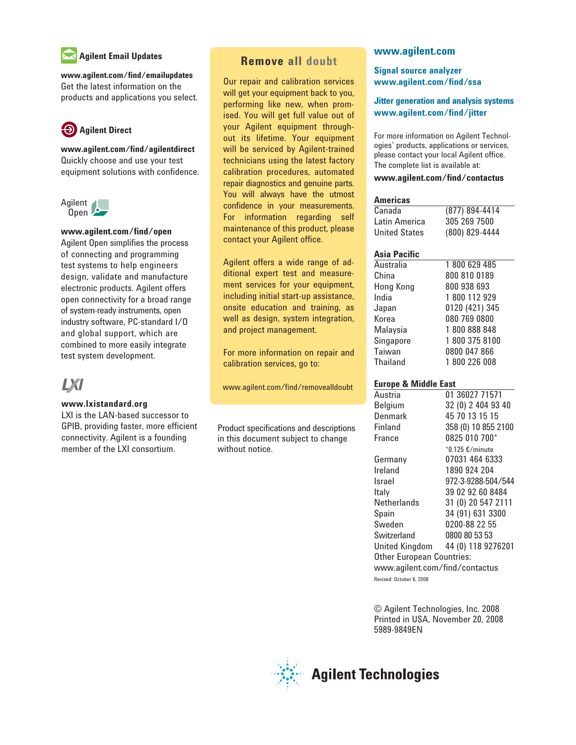### Agilent Email Updates

**www.agilent.com/find/emailupdates**
Get the latest information on the products and applications you select.

### Agilent Direct

**www.agilent.com/find/agilentdirect**
Quickly choose and use your test equipment solutions with confidence.

### Agilent Open

**www.agilent.com/find/open**
Agilent Open simplifies the process of connecting and programming test systems to help engineers design, validate and manufacture electronic products. Agilent offers open connectivity for a broad range of system-ready instruments, open industry software, PC-standard I/O and global support, which are combined to more easily integrate test system development.

### LXI

**www.lxistandard.org**
LXI is the LAN-based successor to GPIB, providing faster, more efficient connectivity. Agilent is a founding member of the LXI consortium.

## Remove all doubt

Our repair and calibration services will get your equipment back to you, performing like new, when promised. You will get full value out of your Agilent equipment throughout its lifetime. Your equipment will be serviced by Agilent-trained technicians using the latest factory calibration procedures, automated repair diagnostics and genuine parts. You will always have the utmost confidence in your measurements. For information regarding self maintenance of this product, please contact your Agilent office.

Agilent offers a wide range of additional expert test and measurement services for your equipment, including initial start-up assistance, onsite education and training, as well as design, system integration, and project management.

For more information on repair and calibration services, go to:

www.agilent.com/find/removealldoubt

Product specifications and descriptions in this document subject to change without notice.

**www.agilent.com**

**Signal source analyzer**
**www.agilent.com/find/ssa**

**Jitter generation and analysis systems**
**www.agilent.com/find/jitter**

For more information on Agilent Technologies' products, applications or services, please contact your local Agilent office. The complete list is available at:

**www.agilent.com/find/contactus**

| **Americas** | |
|---|---|
| Canada | (877) 894-4414 |
| Latin America | 305 269 7500 |
| United States | (800) 829-4444 |

| **Asia Pacific** | |
|---|---|
| Australia | 1 800 629 485 |
| China | 800 810 0189 |
| Hong Kong | 800 938 693 |
| India | 1 800 112 929 |
| Japan | 0120 (421) 345 |
| Korea | 080 769 0800 |
| Malaysia | 1 800 888 848 |
| Singapore | 1 800 375 8100 |
| Taiwan | 0800 047 866 |
| Thailand | 1 800 226 008 |

| **Europe & Middle East** | |
|---|---|
| Austria | 01 36027 71571 |
| Belgium | 32 (0) 2 404 93 40 |
| Denmark | 45 70 13 15 15 |
| Finland | 358 (0) 10 855 2100 |
| France | 0825 010 700* |
| | *0.125 €/minute |
| Germany | 07031 464 6333 |
| Ireland | 1890 924 204 |
| Israel | 972-3-9288-504/544 |
| Italy | 39 02 92 60 8484 |
| Netherlands | 31 (0) 20 547 2111 |
| Spain | 34 (91) 631 3300 |
| Sweden | 0200-88 22 55 |
| Switzerland | 0800 80 53 53 |
| United Kingdom | 44 (0) 118 9276201 |

Other European Countries:
www.agilent.com/find/contactus

Revised: October 6, 2008

© Agilent Technologies, Inc. 2008
Printed in USA, November 20, 2008
5989-9849EN

Agilent Technologies